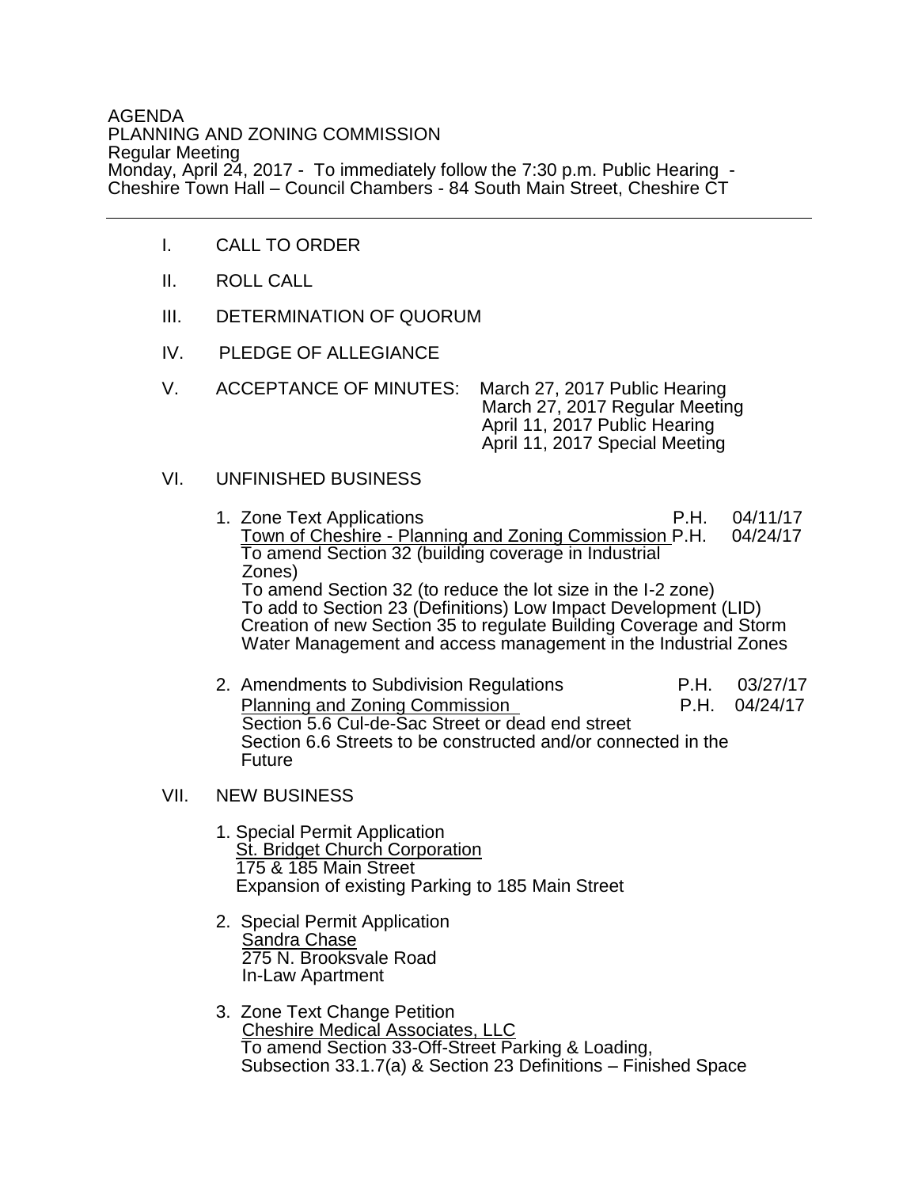AGENDA
PLANNING AND ZONING COMMISSION
Regular Meeting
Monday, April 24, 2017 - To immediately follow the 7:30 p.m. Public Hearing - Cheshire Town Hall – Council Chambers - 84 South Main Street, Cheshire CT

---

I. CALL TO ORDER

II. ROLL CALL

III. DETERMINATION OF QUORUM

IV. PLEDGE OF ALLEGIANCE

V. ACCEPTANCE OF MINUTES: March 27, 2017 Public Hearing
March 27, 2017 Regular Meeting
April 11, 2017 Public Hearing
April 11, 2017 Special Meeting

VI. UNFINISHED BUSINESS

1. Zone Text Applications P.H. 04/11/17
<u>Town of Cheshire - Planning and Zoning Commission</u> P.H. 04/24/17
To amend Section 32 (building coverage in Industrial Zones)
To amend Section 32 (to reduce the lot size in the I-2 zone)
To add to Section 23 (Definitions) Low Impact Development (LID)
Creation of new Section 35 to regulate Building Coverage and Storm Water Management and access management in the Industrial Zones

2. Amendments to Subdivision Regulations P.H. 03/27/17
<u>Planning and Zoning Commission</u> P.H. 04/24/17
Section 5.6 Cul-de-Sac Street or dead end street
Section 6.6 Streets to be constructed and/or connected in the Future

VII. NEW BUSINESS

1. Special Permit Application
<u>St. Bridget Church Corporation</u>
175 & 185 Main Street
Expansion of existing Parking to 185 Main Street

2. Special Permit Application
<u>Sandra Chase</u>
275 N. Brooksvale Road
In-Law Apartment

3. Zone Text Change Petition
<u>Cheshire Medical Associates, LLC</u>
To amend Section 33-Off-Street Parking & Loading, Subsection 33.1.7(a) & Section 23 Definitions – Finished Space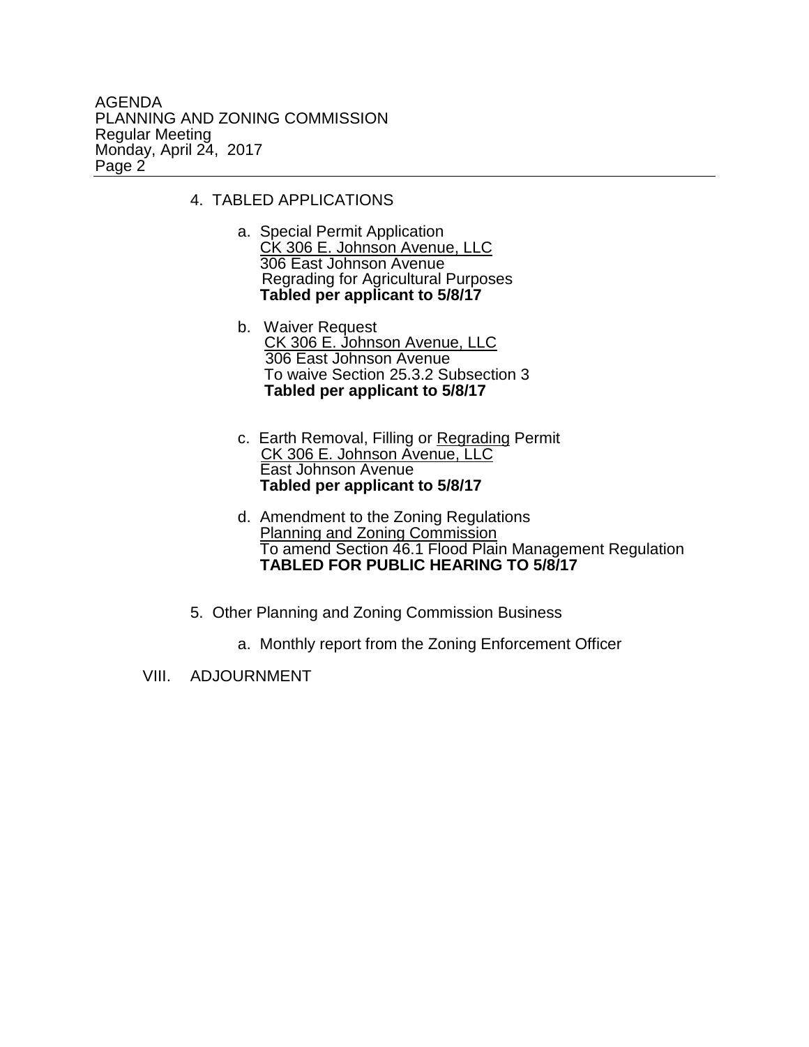4. TABLED APPLICATIONS

   a. Special Permit Application
      CK 306 E. Johnson Avenue, LLC
      306 East Johnson Avenue
      Regrading for Agricultural Purposes
      **Tabled per applicant to 5/8/17**

   b. Waiver Request
      CK 306 E. Johnson Avenue, LLC
      306 East Johnson Avenue
      To waive Section 25.3.2 Subsection 3
      **Tabled per applicant to 5/8/17**

   c. Earth Removal, Filling or Regrading Permit
      CK 306 E. Johnson Avenue, LLC
      East Johnson Avenue
      **Tabled per applicant to 5/8/17**

   d. Amendment to the Zoning Regulations
      Planning and Zoning Commission
      To amend Section 46.1 Flood Plain Management Regulation
      **TABLED FOR PUBLIC HEARING TO 5/8/17**

5. Other Planning and Zoning Commission Business

   a. Monthly report from the Zoning Enforcement Officer

VIII. ADJOURNMENT